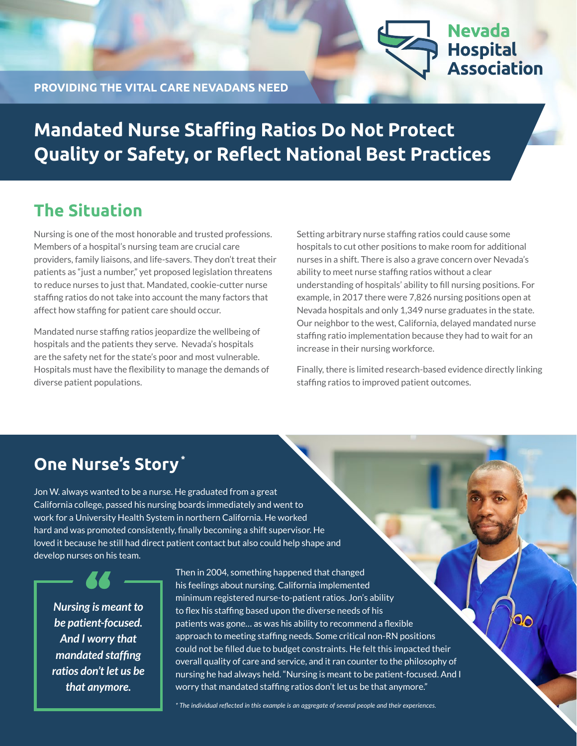Nevada Hospital Association

**PROVIDING THE VITAL CARE NEVADANS NEED**

# Mandated Nurse Staffing Ratios Do Not Protect Quality or Safety, or Reflect National Best Practices

## The Situation

Nursing is one of the most honorable and trusted professions. Members of a hospital's nursing team are crucial care providers, family liaisons, and life-savers. They don't treat their patients as "just a number," yet proposed legislation threatens to reduce nurses to just that. Mandated, cookie-cutter nurse staffing ratios do not take into account the many factors that affect how staffing for patient care should occur.

Mandated nurse staffing ratios jeopardize the wellbeing of hospitals and the patients they serve. Nevada's hospitals are the safety net for the state's poor and most vulnerable. Hospitals must have the flexibility to manage the demands of diverse patient populations.

Setting arbitrary nurse staffing ratios could cause some hospitals to cut other positions to make room for additional nurses in a shift. There is also a grave concern over Nevada's ability to meet nurse staffing ratios without a clear understanding of hospitals' ability to fill nursing positions. For example, in 2017 there were 7,826 nursing positions open at Nevada hospitals and only 1,349 nurse graduates in the state. Our neighbor to the west, California, delayed mandated nurse staffing ratio implementation because they had to wait for an increase in their nursing workforce.

Finally, there is limited research-based evidence directly linking staffing ratios to improved patient outcomes.

## One Nurse's Story*

Jon W. always wanted to be a nurse. He graduated from a great California college, passed his nursing boards immediately and went to work for a University Health System in northern California. He worked hard and was promoted consistently, finally becoming a shift supervisor. He loved it because he still had direct patient contact but also could help shape and develop nurses on his team.

> ***Nursing is meant to be patient-focused. And I worry that mandated staffing ratios don't let us be that anymore.***

Then in 2004, something happened that changed his feelings about nursing. California implemented minimum registered nurse-to-patient ratios. Jon's ability to flex his staffing based upon the diverse needs of his patients was gone… as was his ability to recommend a flexible approach to meeting staffing needs. Some critical non-RN positions could not be filled due to budget constraints. He felt this impacted their overall quality of care and service, and it ran counter to the philosophy of nursing he had always held. "Nursing is meant to be patient-focused. And I worry that mandated staffing ratios don't let us be that anymore."

*\* The individual reflected in this example is an aggregate of several people and their experiences.*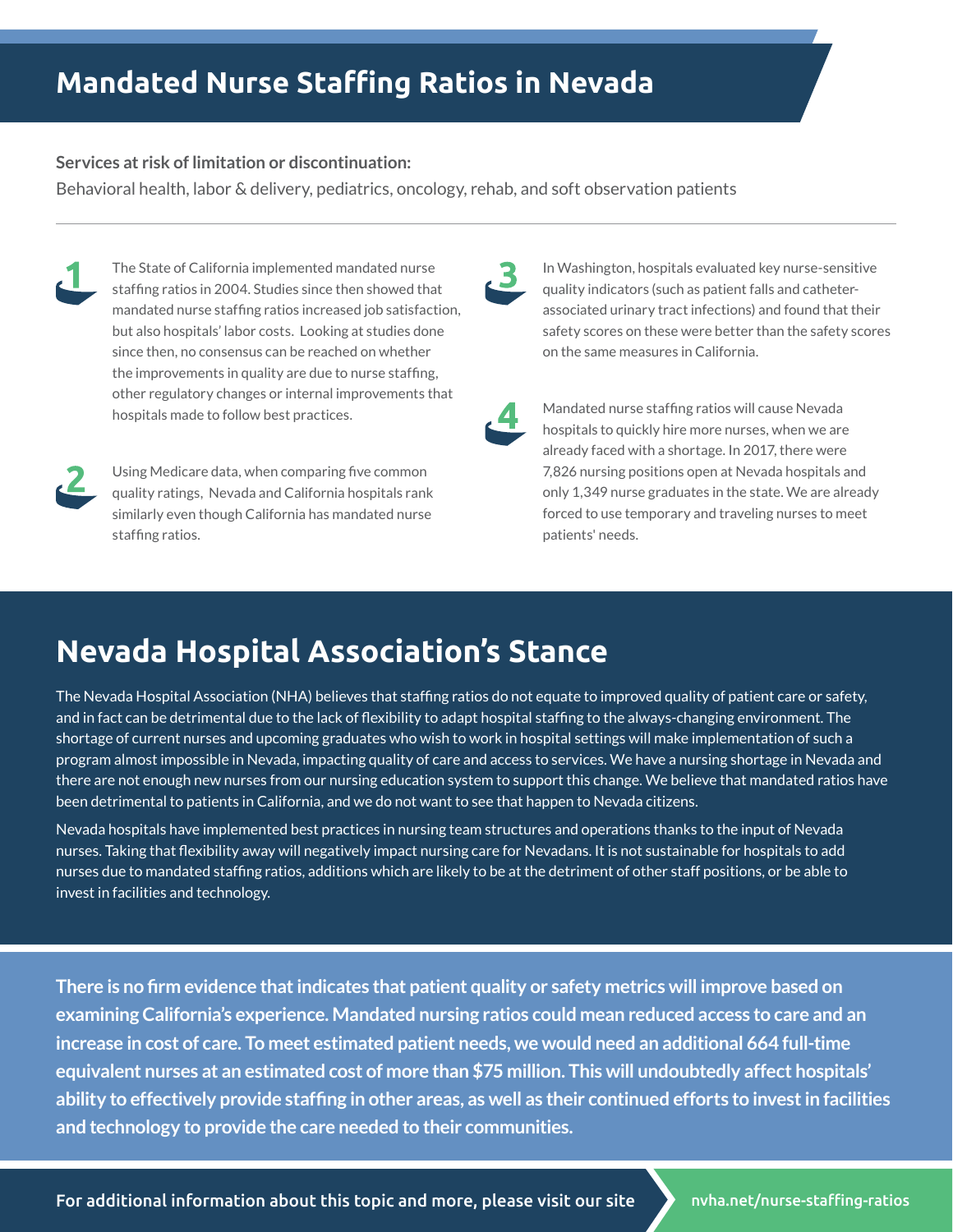# Mandated Nurse Staffing Ratios in Nevada

**Services at risk of limitation or discontinuation:**
Behavioral health, labor & delivery, pediatrics, oncology, rehab, and soft observation patients

1. The State of California implemented mandated nurse staffing ratios in 2004. Studies since then showed that mandated nurse staffing ratios increased job satisfaction, but also hospitals' labor costs. Looking at studies done since then, no consensus can be reached on whether the improvements in quality are due to nurse staffing, other regulatory changes or internal improvements that hospitals made to follow best practices.

2. Using Medicare data, when comparing five common quality ratings, Nevada and California hospitals rank similarly even though California has mandated nurse staffing ratios.

3. In Washington, hospitals evaluated key nurse-sensitive quality indicators (such as patient falls and catheter-associated urinary tract infections) and found that their safety scores on these were better than the safety scores on the same measures in California.

4. Mandated nurse staffing ratios will cause Nevada hospitals to quickly hire more nurses, when we are already faced with a shortage. In 2017, there were 7,826 nursing positions open at Nevada hospitals and only 1,349 nurse graduates in the state. We are already forced to use temporary and traveling nurses to meet patients' needs.

## Nevada Hospital Association's Stance

The Nevada Hospital Association (NHA) believes that staffing ratios do not equate to improved quality of patient care or safety, and in fact can be detrimental due to the lack of flexibility to adapt hospital staffing to the always-changing environment. The shortage of current nurses and upcoming graduates who wish to work in hospital settings will make implementation of such a program almost impossible in Nevada, impacting quality of care and access to services. We have a nursing shortage in Nevada and there are not enough new nurses from our nursing education system to support this change. We believe that mandated ratios have been detrimental to patients in California, and we do not want to see that happen to Nevada citizens.

Nevada hospitals have implemented best practices in nursing team structures and operations thanks to the input of Nevada nurses. Taking that flexibility away will negatively impact nursing care for Nevadans. It is not sustainable for hospitals to add nurses due to mandated staffing ratios, additions which are likely to be at the detriment of other staff positions, or be able to invest in facilities and technology.

**There is no firm evidence that indicates that patient quality or safety metrics will improve based on examining California's experience. Mandated nursing ratios could mean reduced access to care and an increase in cost of care. To meet estimated patient needs, we would need an additional 664 full-time equivalent nurses at an estimated cost of more than $75 million. This will undoubtedly affect hospitals' ability to effectively provide staffing in other areas, as well as their continued efforts to invest in facilities and technology to provide the care needed to their communities.**

For additional information about this topic and more, please visit our site nvha.net/nurse-staffing-ratios